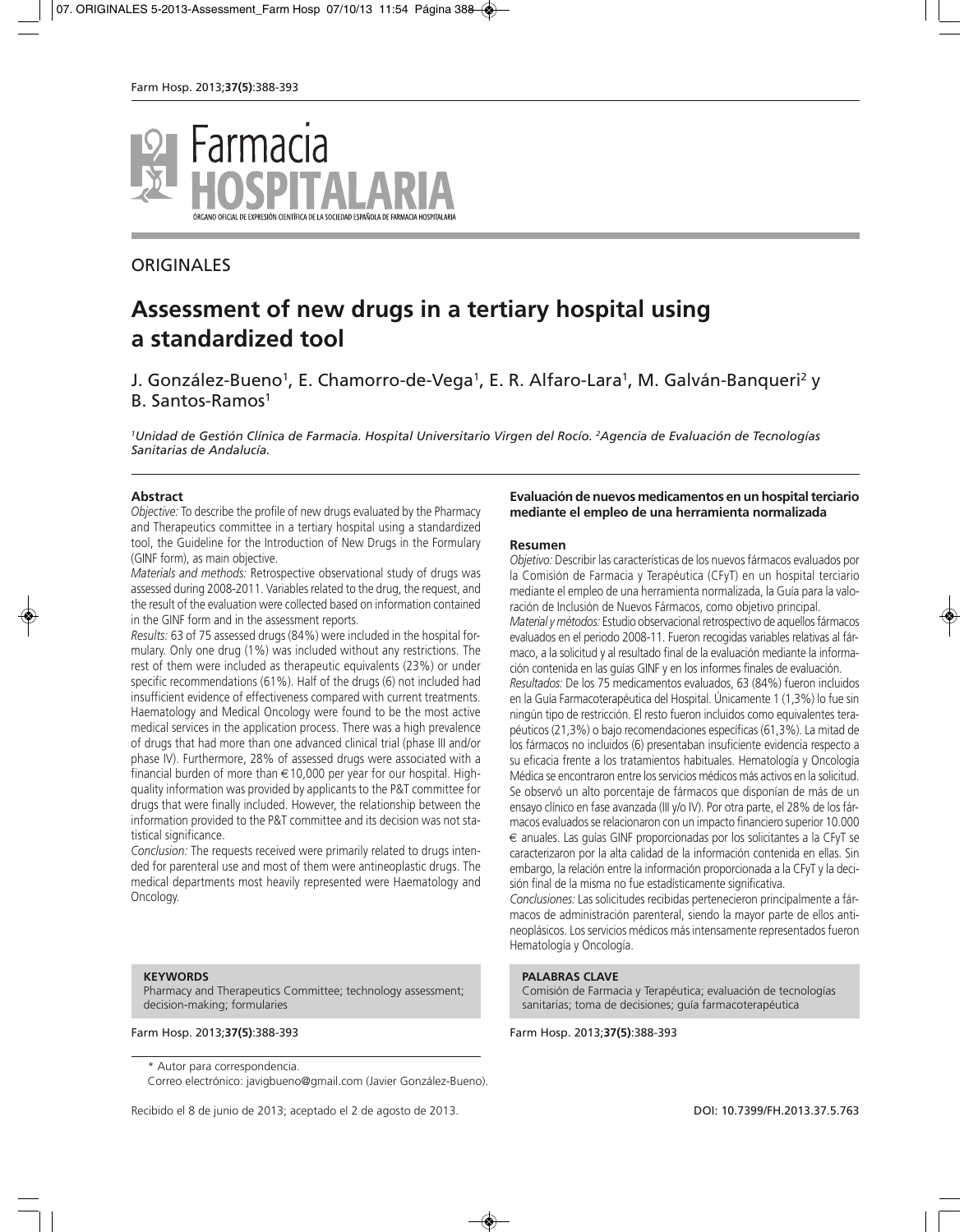## ORIGINALES

# Assessment of new drugs in a tertiary hospital using a standardized tool

J. González-Bueno[1], E. Chamorro-de-Vega[1], E. R. Alfaro-Lara[1], M. Galván-Banqueri[2] y B. Santos-Ramos[1]

*[1]Unidad de Gestión Clínica de Farmacia. Hospital Universitario Virgen del Rocío. [2]Agencia de Evaluación de Tecnologías Sanitarias de Andalucía.*

### Abstract

*Objective:* To describe the profile of new drugs evaluated by the Pharmacy and Therapeutics committee in a tertiary hospital using a standardized tool, the Guideline for the Introduction of New Drugs in the Formulary (GINF form), as main objective.

*Materials and methods:* Retrospective observational study of drugs was assessed during 2008-2011. Variables related to the drug, the request, and the result of the evaluation were collected based on information contained in the GINF form and in the assessment reports.

*Results:* 63 of 75 assessed drugs (84%) were included in the hospital formulary. Only one drug (1%) was included without any restrictions. The rest of them were included as therapeutic equivalents (23%) or under specific recommendations (61%). Half of the drugs (6) not included had insufficient evidence of effectiveness compared with current treatments. Haematology and Medical Oncology were found to be the most active medical services in the application process. There was a high prevalence of drugs that had more than one advanced clinical trial (phase III and/or phase IV). Furthermore, 28% of assessed drugs were associated with a financial burden of more than €10,000 per year for our hospital. High-quality information was provided by applicants to the P&T committee for drugs that were finally included. However, the relationship between the information provided to the P&T committee and its decision was not statistical significance.

*Conclusion:* The requests received were primarily related to drugs intended for parenteral use and most of them were antineoplastic drugs. The medical departments most heavily represented were Haematology and Oncology.

**KEYWORDS**

Pharmacy and Therapeutics Committee; technology assessment; decision-making; formularies

### Evaluación de nuevos medicamentos en un hospital terciario mediante el empleo de una herramienta normalizada

### Resumen

*Objetivo:* Describir las características de los nuevos fármacos evaluados por la Comisión de Farmacia y Terapéutica (CFyT) en un hospital terciario mediante el empleo de una herramienta normalizada, la Guía para la valoración de Inclusión de Nuevos Fármacos, como objetivo principal.

*Material y métodos:* Estudio observacional retrospectivo de aquellos fármacos evaluados en el periodo 2008-11. Fueron recogidas variables relativas al fármaco, a la solicitud y al resultado final de la evaluación mediante la información contenida en las guías GINF y en los informes finales de evaluación.

*Resultados:* De los 75 medicamentos evaluados, 63 (84%) fueron incluidos en la Guía Farmacoterapéutica del Hospital. Únicamente 1 (1,3%) lo fue sin ningún tipo de restricción. El resto fueron incluidos como equivalentes terapéuticos (21,3%) o bajo recomendaciones específicas (61,3%). La mitad de los fármacos no incluidos (6) presentaban insuficiente evidencia respecto a su eficacia frente a los tratamientos habituales. Hematología y Oncología Médica se encontraron entre los servicios médicos más activos en la solicitud. Se observó un alto porcentaje de fármacos que disponían de más de un ensayo clínico en fase avanzada (III y/o IV). Por otra parte, el 28% de los fármacos evaluados se relacionaron con un impacto financiero superior 10.000 € anuales. Las guías GINF proporcionadas por los solicitantes a la CFyT se caracterizaron por la alta calidad de la información contenida en ellas. Sin embargo, la relación entre la información proporcionada a la CFyT y la decisión final de la misma no fue estadísticamente significativa.

*Conclusiones:* Las solicitudes recibidas pertenecieron principalmente a fármacos de administración parenteral, siendo la mayor parte de ellos antineoplásicos. Los servicios médicos más intensamente representados fueron Hematología y Oncología.

**PALABRAS CLAVE**

Comisión de Farmacia y Terapéutica; evaluación de tecnologías sanitarias; toma de decisiones; guía farmacoterapéutica

\* Autor para correspondencia.
Correo electrónico: javigbueno@gmail.com (Javier González-Bueno).

Recibido el 8 de junio de 2013; aceptado el 2 de agosto de 2013.

DOI: 10.7399/FH.2013.37.5.763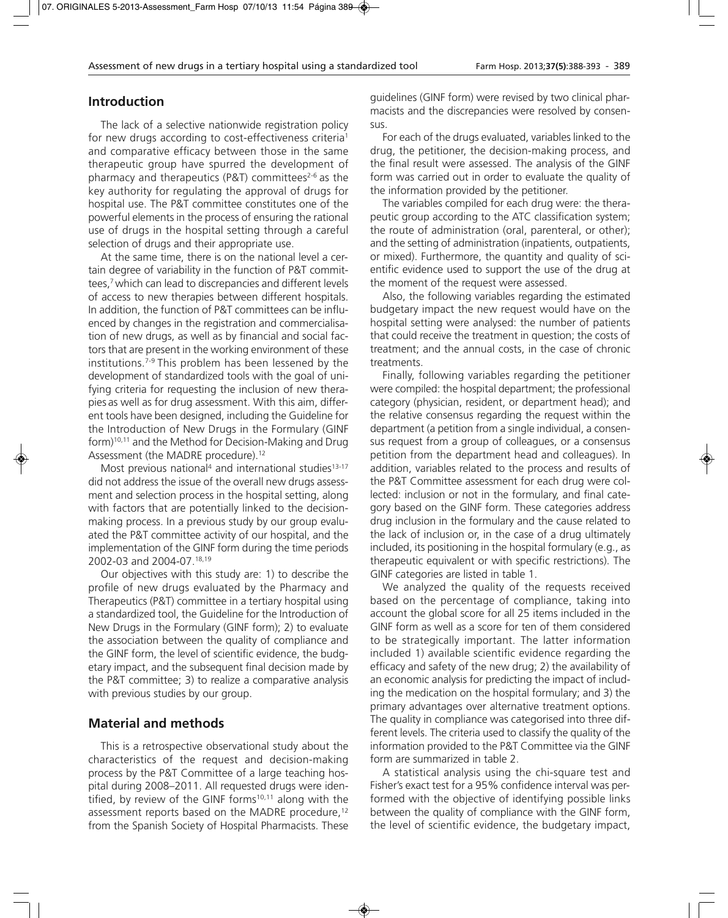## Introduction

The lack of a selective nationwide registration policy for new drugs according to cost-effectiveness criteria[1] and comparative efficacy between those in the same therapeutic group have spurred the development of pharmacy and therapeutics (P&T) committees[2-6] as the key authority for regulating the approval of drugs for hospital use. The P&T committee constitutes one of the powerful elements in the process of ensuring the rational use of drugs in the hospital setting through a careful selection of drugs and their appropriate use.

At the same time, there is on the national level a certain degree of variability in the function of P&T committees,[7] which can lead to discrepancies and different levels of access to new therapies between different hospitals. In addition, the function of P&T committees can be influenced by changes in the registration and commercialisation of new drugs, as well as by financial and social factors that are present in the working environment of these institutions.[7-9] This problem has been lessened by the development of standardized tools with the goal of unifying criteria for requesting the inclusion of new therapies as well as for drug assessment. With this aim, different tools have been designed, including the Guideline for the Introduction of New Drugs in the Formulary (GINF form)[10,11] and the Method for Decision-Making and Drug Assessment (the MADRE procedure).[12]

Most previous national[4] and international studies[13-17] did not address the issue of the overall new drugs assessment and selection process in the hospital setting, along with factors that are potentially linked to the decision-making process. In a previous study by our group evaluated the P&T committee activity of our hospital, and the implementation of the GINF form during the time periods 2002-03 and 2004-07.[18,19]

Our objectives with this study are: 1) to describe the profile of new drugs evaluated by the Pharmacy and Therapeutics (P&T) committee in a tertiary hospital using a standardized tool, the Guideline for the Introduction of New Drugs in the Formulary (GINF form); 2) to evaluate the association between the quality of compliance and the GINF form, the level of scientific evidence, the budgetary impact, and the subsequent final decision made by the P&T committee; 3) to realize a comparative analysis with previous studies by our group.

## Material and methods

This is a retrospective observational study about the characteristics of the request and decision-making process by the P&T Committee of a large teaching hospital during 2008–2011. All requested drugs were identified, by review of the GINF forms[10,11] along with the assessment reports based on the MADRE procedure,[12] from the Spanish Society of Hospital Pharmacists. These guidelines (GINF form) were revised by two clinical pharmacists and the discrepancies were resolved by consensus.

For each of the drugs evaluated, variables linked to the drug, the petitioner, the decision-making process, and the final result were assessed. The analysis of the GINF form was carried out in order to evaluate the quality of the information provided by the petitioner.

The variables compiled for each drug were: the therapeutic group according to the ATC classification system; the route of administration (oral, parenteral, or other); and the setting of administration (inpatients, outpatients, or mixed). Furthermore, the quantity and quality of scientific evidence used to support the use of the drug at the moment of the request were assessed.

Also, the following variables regarding the estimated budgetary impact the new request would have on the hospital setting were analysed: the number of patients that could receive the treatment in question; the costs of treatment; and the annual costs, in the case of chronic treatments.

Finally, following variables regarding the petitioner were compiled: the hospital department; the professional category (physician, resident, or department head); and the relative consensus regarding the request within the department (a petition from a single individual, a consensus request from a group of colleagues, or a consensus petition from the department head and colleagues). In addition, variables related to the process and results of the P&T Committee assessment for each drug were collected: inclusion or not in the formulary, and final category based on the GINF form. These categories address drug inclusion in the formulary and the cause related to the lack of inclusion or, in the case of a drug ultimately included, its positioning in the hospital formulary (e.g., as therapeutic equivalent or with specific restrictions). The GINF categories are listed in table 1.

We analyzed the quality of the requests received based on the percentage of compliance, taking into account the global score for all 25 items included in the GINF form as well as a score for ten of them considered to be strategically important. The latter information included 1) available scientific evidence regarding the efficacy and safety of the new drug; 2) the availability of an economic analysis for predicting the impact of including the medication on the hospital formulary; and 3) the primary advantages over alternative treatment options. The quality in compliance was categorised into three different levels. The criteria used to classify the quality of the information provided to the P&T Committee via the GINF form are summarized in table 2.

A statistical analysis using the chi-square test and Fisher's exact test for a 95% confidence interval was performed with the objective of identifying possible links between the quality of compliance with the GINF form, the level of scientific evidence, the budgetary impact,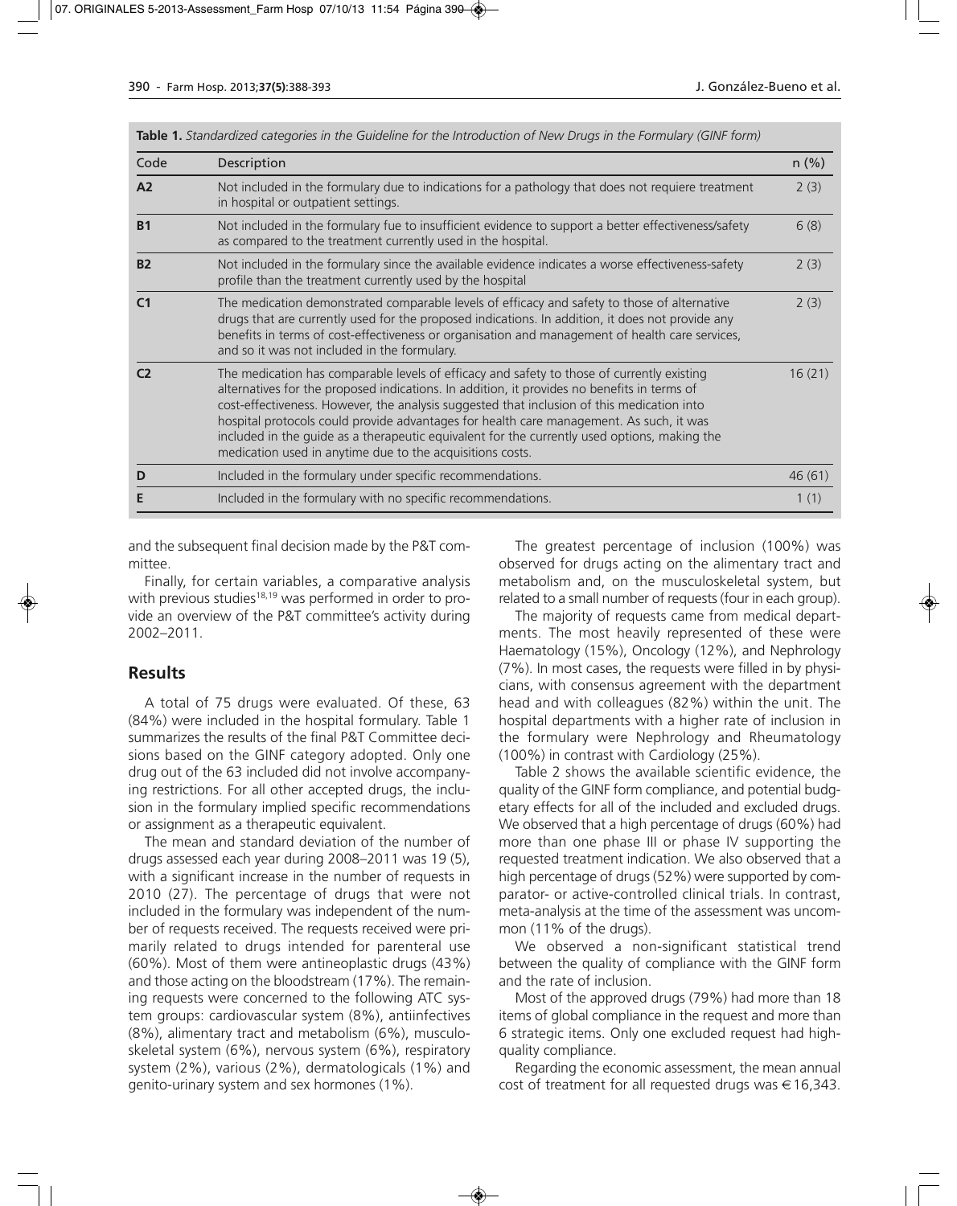**Table 1.** *Standardized categories in the Guideline for the Introduction of New Drugs in the Formulary (GINF form)*

| Code | Description | n (%) |
|---|---|---|
| **A2** | Not included in the formulary due to indications for a pathology that does not requiere treatment in hospital or outpatient settings. | 2 (3) |
| **B1** | Not included in the formulary fue to insufficient evidence to support a better effectiveness/safety as compared to the treatment currently used in the hospital. | 6 (8) |
| **B2** | Not included in the formulary since the available evidence indicates a worse effectiveness-safety profile than the treatment currently used by the hospital | 2 (3) |
| **C1** | The medication demonstrated comparable levels of efficacy and safety to those of alternative drugs that are currently used for the proposed indications. In addition, it does not provide any benefits in terms of cost-effectiveness or organisation and management of health care services, and so it was not included in the formulary. | 2 (3) |
| **C2** | The medication has comparable levels of efficacy and safety to those of currently existing alternatives for the proposed indications. In addition, it provides no benefits in terms of cost-effectiveness. However, the analysis suggested that inclusion of this medication into hospital protocols could provide advantages for health care management. As such, it was included in the guide as a therapeutic equivalent for the currently used options, making the medication used in anytime due to the acquisitions costs. | 16 (21) |
| **D** | Included in the formulary under specific recommendations. | 46 (61) |
| **E** | Included in the formulary with no specific recommendations. | 1 (1) |

and the subsequent final decision made by the P&T committee.

Finally, for certain variables, a comparative analysis with previous studies[18,19] was performed in order to provide an overview of the P&T committee's activity during 2002–2011.

## Results

A total of 75 drugs were evaluated. Of these, 63 (84%) were included in the hospital formulary. Table 1 summarizes the results of the final P&T Committee decisions based on the GINF category adopted. Only one drug out of the 63 included did not involve accompanying restrictions. For all other accepted drugs, the inclusion in the formulary implied specific recommendations or assignment as a therapeutic equivalent.

The mean and standard deviation of the number of drugs assessed each year during 2008–2011 was 19 (5), with a significant increase in the number of requests in 2010 (27). The percentage of drugs that were not included in the formulary was independent of the number of requests received. The requests received were primarily related to drugs intended for parenteral use (60%). Most of them were antineoplastic drugs (43%) and those acting on the bloodstream (17%). The remaining requests were concerned to the following ATC system groups: cardiovascular system (8%), antiinfectives (8%), alimentary tract and metabolism (6%), musculoskeletal system (6%), nervous system (6%), respiratory system (2%), various (2%), dermatologicals (1%) and genito-urinary system and sex hormones (1%).

The greatest percentage of inclusion (100%) was observed for drugs acting on the alimentary tract and metabolism and, on the musculoskeletal system, but related to a small number of requests (four in each group).

The majority of requests came from medical departments. The most heavily represented of these were Haematology (15%), Oncology (12%), and Nephrology (7%). In most cases, the requests were filled in by physicians, with consensus agreement with the department head and with colleagues (82%) within the unit. The hospital departments with a higher rate of inclusion in the formulary were Nephrology and Rheumatology (100%) in contrast with Cardiology (25%).

Table 2 shows the available scientific evidence, the quality of the GINF form compliance, and potential budgetary effects for all of the included and excluded drugs. We observed that a high percentage of drugs (60%) had more than one phase III or phase IV supporting the requested treatment indication. We also observed that a high percentage of drugs (52%) were supported by comparator- or active-controlled clinical trials. In contrast, meta-analysis at the time of the assessment was uncommon (11% of the drugs).

We observed a non-significant statistical trend between the quality of compliance with the GINF form and the rate of inclusion.

Most of the approved drugs (79%) had more than 18 items of global compliance in the request and more than 6 strategic items. Only one excluded request had high-quality compliance.

Regarding the economic assessment, the mean annual cost of treatment for all requested drugs was €16,343.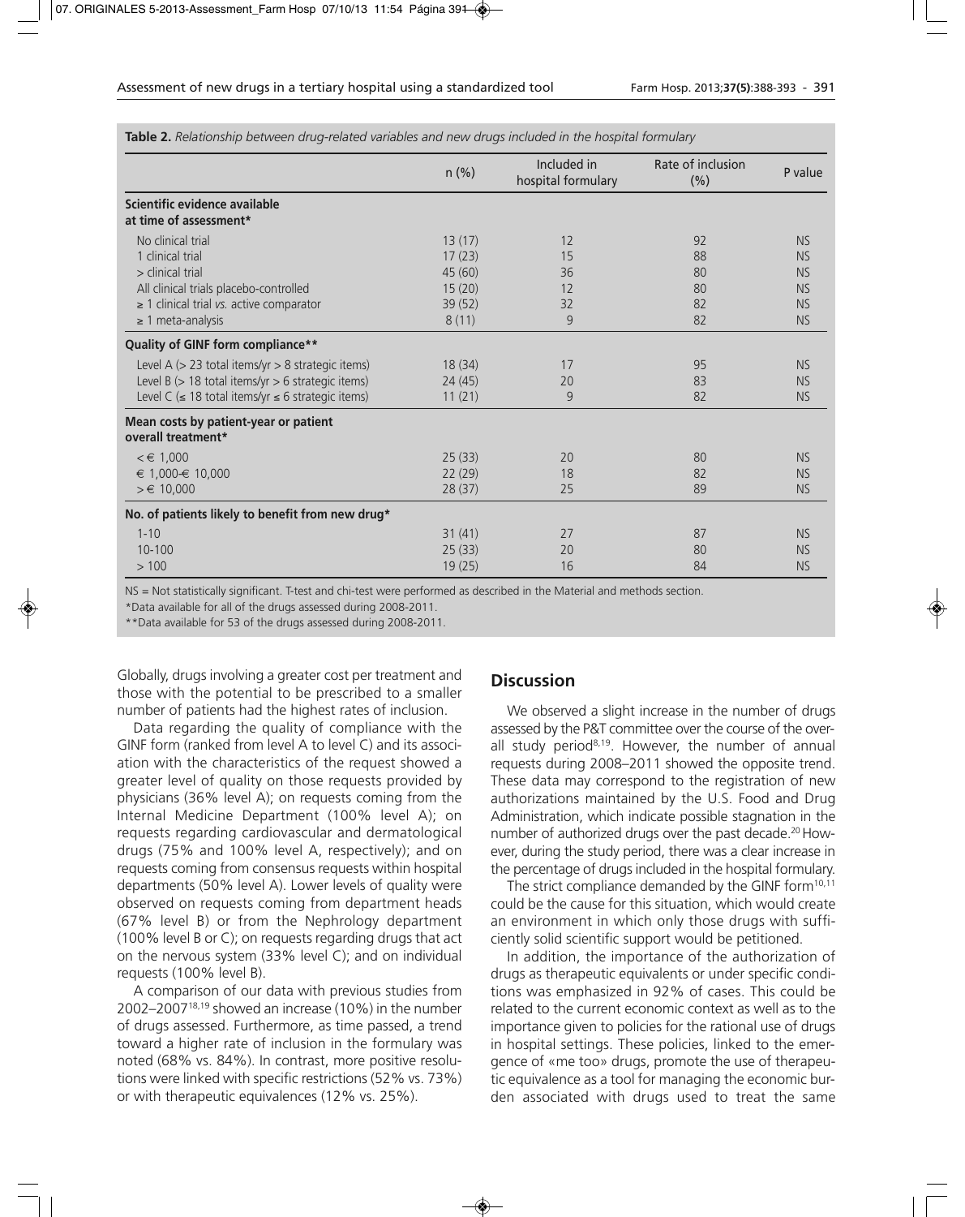**Table 2.** *Relationship between drug-related variables and new drugs included in the hospital formulary*

| | n (%) | Included in hospital formulary | Rate of inclusion (%) | P value |
|---|---|---|---|---|
| **Scientific evidence available at time of assessment*** | | | | |
| No clinical trial | 13 (17) | 12 | 92 | NS |
| 1 clinical trial | 17 (23) | 15 | 88 | NS |
| > clinical trial | 45 (60) | 36 | 80 | NS |
| All clinical trials placebo-controlled | 15 (20) | 12 | 80 | NS |
| ≥ 1 clinical trial *vs.* active comparator | 39 (52) | 32 | 82 | NS |
| ≥ 1 meta-analysis | 8 (11) | 9 | 82 | NS |
| **Quality of GINF form compliance**** | | | | |
| Level A (> 23 total items/yr > 8 strategic items) | 18 (34) | 17 | 95 | NS |
| Level B (> 18 total items/yr > 6 strategic items) | 24 (45) | 20 | 83 | NS |
| Level C (≤ 18 total items/yr ≤ 6 strategic items) | 11 (21) | 9 | 82 | NS |
| **Mean costs by patient-year or patient overall treatment*** | | | | |
| < € 1,000 | 25 (33) | 20 | 80 | NS |
| € 1,000-€ 10,000 | 22 (29) | 18 | 82 | NS |
| > € 10,000 | 28 (37) | 25 | 89 | NS |
| **No. of patients likely to benefit from new drug*** | | | | |
| 1-10 | 31 (41) | 27 | 87 | NS |
| 10-100 | 25 (33) | 20 | 80 | NS |
| > 100 | 19 (25) | 16 | 84 | NS |

NS = Not statistically significant. T-test and chi-test were performed as described in the Material and methods section.
*Data available for all of the drugs assessed during 2008-2011.
**Data available for 53 of the drugs assessed during 2008-2011.

Globally, drugs involving a greater cost per treatment and those with the potential to be prescribed to a smaller number of patients had the highest rates of inclusion.

Data regarding the quality of compliance with the GINF form (ranked from level A to level C) and its association with the characteristics of the request showed a greater level of quality on those requests provided by physicians (36% level A); on requests coming from the Internal Medicine Department (100% level A); on requests regarding cardiovascular and dermatological drugs (75% and 100% level A, respectively); and on requests coming from consensus requests within hospital departments (50% level A). Lower levels of quality were observed on requests coming from department heads (67% level B) or from the Nephrology department (100% level B or C); on requests regarding drugs that act on the nervous system (33% level C); and on individual requests (100% level B).

A comparison of our data with previous studies from 2002–2007[18,19] showed an increase (10%) in the number of drugs assessed. Furthermore, as time passed, a trend toward a higher rate of inclusion in the formulary was noted (68% vs. 84%). In contrast, more positive resolutions were linked with specific restrictions (52% vs. 73%) or with therapeutic equivalences (12% vs. 25%).

## Discussion

We observed a slight increase in the number of drugs assessed by the P&T committee over the course of the overall study period[8,19]. However, the number of annual requests during 2008–2011 showed the opposite trend. These data may correspond to the registration of new authorizations maintained by the U.S. Food and Drug Administration, which indicate possible stagnation in the number of authorized drugs over the past decade.[20] However, during the study period, there was a clear increase in the percentage of drugs included in the hospital formulary.

The strict compliance demanded by the GINF form[10,11] could be the cause for this situation, which would create an environment in which only those drugs with sufficiently solid scientific support would be petitioned.

In addition, the importance of the authorization of drugs as therapeutic equivalents or under specific conditions was emphasized in 92% of cases. This could be related to the current economic context as well as to the importance given to policies for the rational use of drugs in hospital settings. These policies, linked to the emergence of «me too» drugs, promote the use of therapeutic equivalence as a tool for managing the economic burden associated with drugs used to treat the same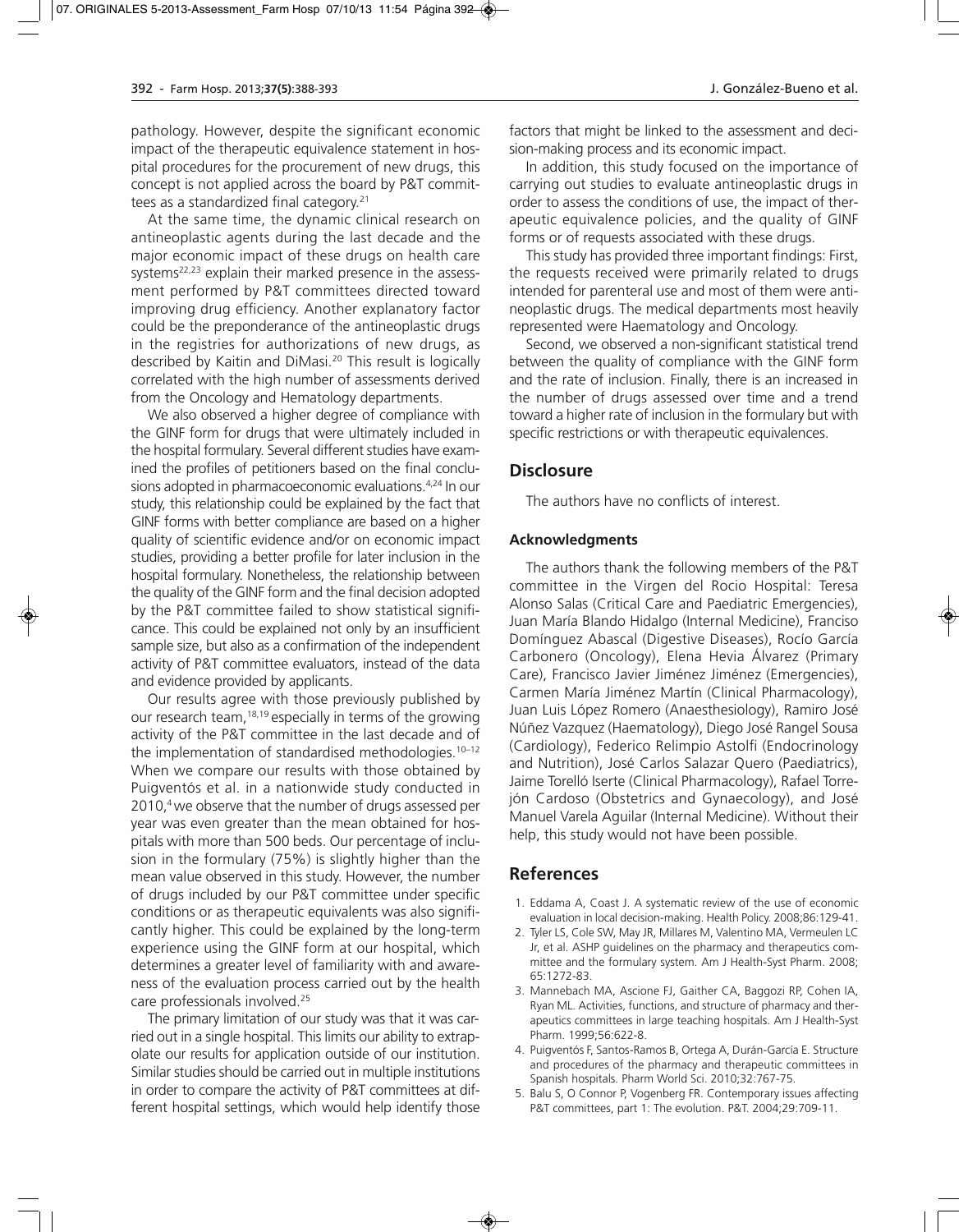pathology. However, despite the significant economic impact of the therapeutic equivalence statement in hospital procedures for the procurement of new drugs, this concept is not applied across the board by P&T committees as a standardized final category.[21]

At the same time, the dynamic clinical research on antineoplastic agents during the last decade and the major economic impact of these drugs on health care systems[22,23] explain their marked presence in the assessment performed by P&T committees directed toward improving drug efficiency. Another explanatory factor could be the preponderance of the antineoplastic drugs in the registries for authorizations of new drugs, as described by Kaitin and DiMasi.[20] This result is logically correlated with the high number of assessments derived from the Oncology and Hematology departments.

We also observed a higher degree of compliance with the GINF form for drugs that were ultimately included in the hospital formulary. Several different studies have examined the profiles of petitioners based on the final conclusions adopted in pharmacoeconomic evaluations.[4,24] In our study, this relationship could be explained by the fact that GINF forms with better compliance are based on a higher quality of scientific evidence and/or on economic impact studies, providing a better profile for later inclusion in the hospital formulary. Nonetheless, the relationship between the quality of the GINF form and the final decision adopted by the P&T committee failed to show statistical significance. This could be explained not only by an insufficient sample size, but also as a confirmation of the independent activity of P&T committee evaluators, instead of the data and evidence provided by applicants.

Our results agree with those previously published by our research team,[18,19] especially in terms of the growing activity of the P&T committee in the last decade and of the implementation of standardised methodologies.[10–12] When we compare our results with those obtained by Puigventós et al. in a nationwide study conducted in 2010,[4] we observe that the number of drugs assessed per year was even greater than the mean obtained for hospitals with more than 500 beds. Our percentage of inclusion in the formulary (75%) is slightly higher than the mean value observed in this study. However, the number of drugs included by our P&T committee under specific conditions or as therapeutic equivalents was also significantly higher. This could be explained by the long-term experience using the GINF form at our hospital, which determines a greater level of familiarity with and awareness of the evaluation process carried out by the health care professionals involved.[25]

The primary limitation of our study was that it was carried out in a single hospital. This limits our ability to extrapolate our results for application outside of our institution. Similar studies should be carried out in multiple institutions in order to compare the activity of P&T committees at different hospital settings, which would help identify those factors that might be linked to the assessment and decision-making process and its economic impact.

In addition, this study focused on the importance of carrying out studies to evaluate antineoplastic drugs in order to assess the conditions of use, the impact of therapeutic equivalence policies, and the quality of GINF forms or of requests associated with these drugs.

This study has provided three important findings: First, the requests received were primarily related to drugs intended for parenteral use and most of them were antineoplastic drugs. The medical departments most heavily represented were Haematology and Oncology.

Second, we observed a non-significant statistical trend between the quality of compliance with the GINF form and the rate of inclusion. Finally, there is an increased in the number of drugs assessed over time and a trend toward a higher rate of inclusion in the formulary but with specific restrictions or with therapeutic equivalences.

## Disclosure

The authors have no conflicts of interest.

### Acknowledgments

The authors thank the following members of the P&T committee in the Virgen del Rocio Hospital: Teresa Alonso Salas (Critical Care and Paediatric Emergencies), Juan María Blando Hidalgo (Internal Medicine), Franciso Domínguez Abascal (Digestive Diseases), Rocío García Carbonero (Oncology), Elena Hevia Álvarez (Primary Care), Francisco Javier Jiménez Jiménez (Emergencies), Carmen María Jiménez Martín (Clinical Pharmacology), Juan Luis López Romero (Anaesthesiology), Ramiro José Núñez Vazquez (Haematology), Diego José Rangel Sousa (Cardiology), Federico Relimpio Astolfi (Endocrinology and Nutrition), José Carlos Salazar Quero (Paediatrics), Jaime Torelló Iserte (Clinical Pharmacology), Rafael Torrejón Cardoso (Obstetrics and Gynaecology), and José Manuel Varela Aguilar (Internal Medicine). Without their help, this study would not have been possible.

## References

1. Eddama A, Coast J. A systematic review of the use of economic evaluation in local decision-making. Health Policy. 2008;86:129-41.
2. Tyler LS, Cole SW, May JR, Millares M, Valentino MA, Vermeulen LC Jr, et al. ASHP guidelines on the pharmacy and therapeutics committee and the formulary system. Am J Health-Syst Pharm. 2008; 65:1272-83.
3. Mannebach MA, Ascione FJ, Gaither CA, Baggozi RP, Cohen IA, Ryan ML. Activities, functions, and structure of pharmacy and therapeutics committees in large teaching hospitals. Am J Health-Syst Pharm. 1999;56:622-8.
4. Puigventós F, Santos-Ramos B, Ortega A, Durán-García E. Structure and procedures of the pharmacy and therapeutic committees in Spanish hospitals. Pharm World Sci. 2010;32:767-75.
5. Balu S, O Connor P, Vogenberg FR. Contemporary issues affecting P&T committees, part 1: The evolution. P&T. 2004;29:709-11.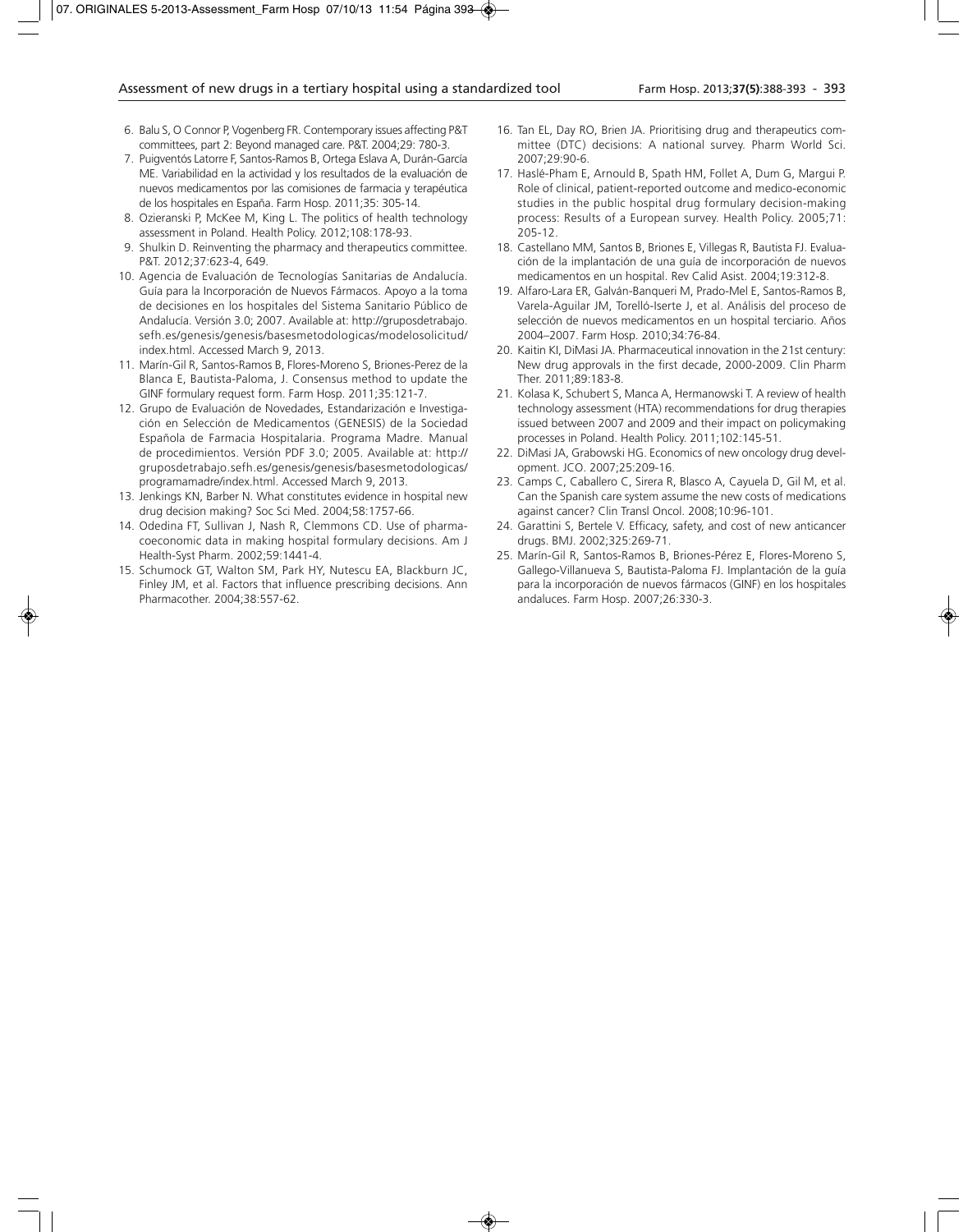6. Balu S, O Connor P, Vogenberg FR. Contemporary issues affecting P&T committees, part 2: Beyond managed care. P&T. 2004;29: 780-3.
7. Puigventós Latorre F, Santos-Ramos B, Ortega Eslava A, Durán-García ME. Variabilidad en la actividad y los resultados de la evaluación de nuevos medicamentos por las comisiones de farmacia y terapéutica de los hospitales en España. Farm Hosp. 2011;35: 305-14.
8. Ozieranski P, McKee M, King L. The politics of health technology assessment in Poland. Health Policy. 2012;108:178-93.
9. Shulkin D. Reinventing the pharmacy and therapeutics committee. P&T. 2012;37:623-4, 649.
10. Agencia de Evaluación de Tecnologías Sanitarias de Andalucía. Guía para la Incorporación de Nuevos Fármacos. Apoyo a la toma de decisiones en los hospitales del Sistema Sanitario Público de Andalucía. Versión 3.0; 2007. Available at: http://gruposdetrabajo.sefh.es/genesis/genesis/basesmetodologicas/modelosolicitud/index.html. Accessed March 9, 2013.
11. Marín-Gil R, Santos-Ramos B, Flores-Moreno S, Briones-Perez de la Blanca E, Bautista-Paloma, J. Consensus method to update the GINF formulary request form. Farm Hosp. 2011;35:121-7.
12. Grupo de Evaluación de Novedades, Estandarización e Investigación en Selección de Medicamentos (GENESIS) de la Sociedad Española de Farmacia Hospitalaria. Programa Madre. Manual de procedimientos. Versión PDF 3.0; 2005. Available at: http://gruposdetrabajo.sefh.es/genesis/genesis/basesmetodologicas/programamadre/index.html. Accessed March 9, 2013.
13. Jenkings KN, Barber N. What constitutes evidence in hospital new drug decision making? Soc Sci Med. 2004;58:1757-66.
14. Odedina FT, Sullivan J, Nash R, Clemmons CD. Use of pharmacoeconomic data in making hospital formulary decisions. Am J Health-Syst Pharm. 2002;59:1441-4.
15. Schumock GT, Walton SM, Park HY, Nutescu EA, Blackburn JC, Finley JM, et al. Factors that influence prescribing decisions. Ann Pharmacother. 2004;38:557-62.
16. Tan EL, Day RO, Brien JA. Prioritising drug and therapeutics committee (DTC) decisions: A national survey. Pharm World Sci. 2007;29:90-6.
17. Haslé-Pham E, Arnould B, Spath HM, Follet A, Dum G, Margui P. Role of clinical, patient-reported outcome and medico-economic studies in the public hospital drug formulary decision-making process: Results of a European survey. Health Policy. 2005;71: 205-12.
18. Castellano MM, Santos B, Briones E, Villegas R, Bautista FJ. Evaluación de la implantación de una guía de incorporación de nuevos medicamentos en un hospital. Rev Calid Asist. 2004;19:312-8.
19. Alfaro-Lara ER, Galván-Banqueri M, Prado-Mel E, Santos-Ramos B, Varela-Aguilar JM, Torelló-Iserte J, et al. Análisis del proceso de selección de nuevos medicamentos en un hospital terciario. Años 2004–2007. Farm Hosp. 2010;34:76-84.
20. Kaitin KI, DiMasi JA. Pharmaceutical innovation in the 21st century: New drug approvals in the first decade, 2000-2009. Clin Pharm Ther. 2011;89:183-8.
21. Kolasa K, Schubert S, Manca A, Hermanowski T. A review of health technology assessment (HTA) recommendations for drug therapies issued between 2007 and 2009 and their impact on policymaking processes in Poland. Health Policy. 2011;102:145-51.
22. DiMasi JA, Grabowski HG. Economics of new oncology drug development. JCO. 2007;25:209-16.
23. Camps C, Caballero C, Sirera R, Blasco A, Cayuela D, Gil M, et al. Can the Spanish care system assume the new costs of medications against cancer? Clin Transl Oncol. 2008;10:96-101.
24. Garattini S, Bertele V. Efficacy, safety, and cost of new anticancer drugs. BMJ. 2002;325:269-71.
25. Marín-Gil R, Santos-Ramos B, Briones-Pérez E, Flores-Moreno S, Gallego-Villanueva S, Bautista-Paloma FJ. Implantación de la guía para la incorporación de nuevos fármacos (GINF) en los hospitales andaluces. Farm Hosp. 2007;26:330-3.